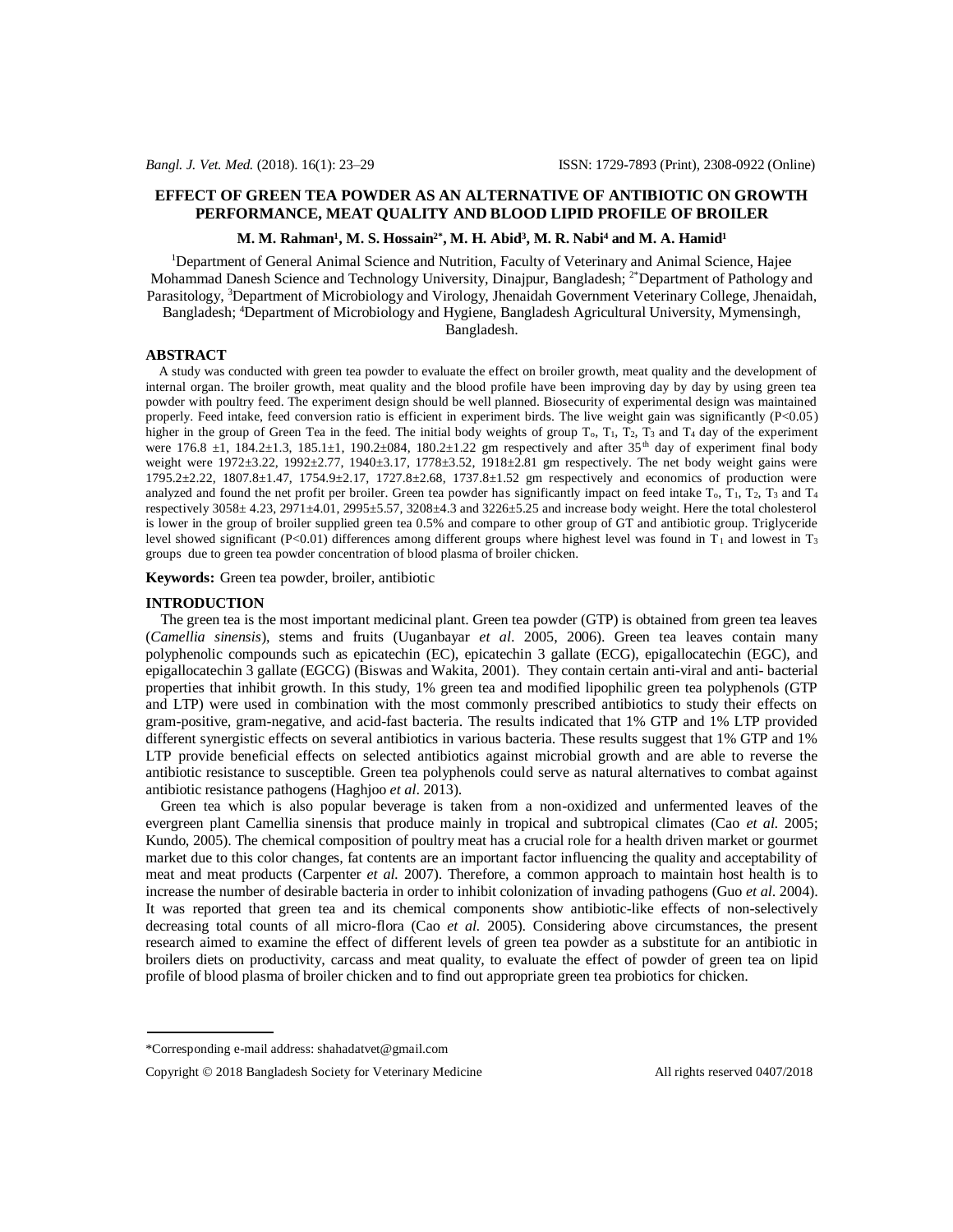# EFFECT OF GREEN TEA POWDER AS AN ALTERNATIVE OF ANTIBIOTIC ON GROWTH PERFORMANCE, MEAT QUALITY AND BLOOD LIPID PROFILE OF BROILER

**M. M. Rahman[1], M. S. Hossain[2*], M. H. Abid[3], M. R. Nabi[4] and M. A. Hamid[1]**

[1]Department of General Animal Science and Nutrition, Faculty of Veterinary and Animal Science, Hajee Mohammad Danesh Science and Technology University, Dinajpur, Bangladesh; [2*]Department of Pathology and Parasitology, [3]Department of Microbiology and Virology, Jhenaidah Government Veterinary College, Jhenaidah, Bangladesh; [4]Department of Microbiology and Hygiene, Bangladesh Agricultural University, Mymensingh, Bangladesh.

## ABSTRACT

A study was conducted with green tea powder to evaluate the effect on broiler growth, meat quality and the development of internal organ. The broiler growth, meat quality and the blood profile have been improving day by day by using green tea powder with poultry feed. The experiment design should be well planned. Biosecurity of experimental design was maintained properly. Feed intake, feed conversion ratio is efficient in experiment birds. The live weight gain was significantly ($P<0.05$) higher in the group of Green Tea in the feed. The initial body weights of group $T_o$, $T_1$, $T_2$, $T_3$ and $T_4$ day of the experiment were 176.8 ±1, 184.2±1.3, 185.1±1, 190.2±084, 180.2±1.22 gm respectively and after 35[th] day of experiment final body weight were 1972±3.22, 1992±2.77, 1940±3.17, 1778±3.52, 1918±2.81 gm respectively. The net body weight gains were 1795.2±2.22, 1807.8±1.47, 1754.9±2.17, 1727.8±2.68, 1737.8±1.52 gm respectively and economics of production were analyzed and found the net profit per broiler. Green tea powder has significantly impact on feed intake $T_o$, $T_1$, $T_2$, $T_3$ and $T_4$ respectively 3058± 4.23, 2971±4.01, 2995±5.57, 3208±4.3 and 3226±5.25 and increase body weight. Here the total cholesterol is lower in the group of broiler supplied green tea 0.5% and compare to other group of GT and antibiotic group. Triglyceride level showed significant ($P<0.01$) differences among different groups where highest level was found in $T_1$ and lowest in $T_3$ groups due to green tea powder concentration of blood plasma of broiler chicken.

**Keywords:** Green tea powder, broiler, antibiotic

## INTRODUCTION

The green tea is the most important medicinal plant. Green tea powder (GTP) is obtained from green tea leaves (*Camellia sinensis*), stems and fruits (Uuganbayar *et al*. 2005, 2006). Green tea leaves contain many polyphenolic compounds such as epicatechin (EC), epicatechin 3 gallate (ECG), epigallocatechin (EGC), and epigallocatechin 3 gallate (EGCG) (Biswas and Wakita, 2001). They contain certain anti-viral and anti- bacterial properties that inhibit growth. In this study, 1% green tea and modified lipophilic green tea polyphenols (GTP and LTP) were used in combination with the most commonly prescribed antibiotics to study their effects on gram-positive, gram-negative, and acid-fast bacteria. The results indicated that 1% GTP and 1% LTP provided different synergistic effects on several antibiotics in various bacteria. These results suggest that 1% GTP and 1% LTP provide beneficial effects on selected antibiotics against microbial growth and are able to reverse the antibiotic resistance to susceptible. Green tea polyphenols could serve as natural alternatives to combat against antibiotic resistance pathogens (Haghjoo *et al*. 2013).

Green tea which is also popular beverage is taken from a non-oxidized and unfermented leaves of the evergreen plant Camellia sinensis that produce mainly in tropical and subtropical climates (Cao *et al.* 2005; Kundo, 2005). The chemical composition of poultry meat has a crucial role for a health driven market or gourmet market due to this color changes, fat contents are an important factor influencing the quality and acceptability of meat and meat products (Carpenter *et al.* 2007). Therefore, a common approach to maintain host health is to increase the number of desirable bacteria in order to inhibit colonization of invading pathogens (Guo *et al*. 2004). It was reported that green tea and its chemical components show antibiotic-like effects of non-selectively decreasing total counts of all micro-flora (Cao *et al.* 2005). Considering above circumstances, the present research aimed to examine the effect of different levels of green tea powder as a substitute for an antibiotic in broilers diets on productivity, carcass and meat quality, to evaluate the effect of powder of green tea on lipid profile of blood plasma of broiler chicken and to find out appropriate green tea probiotics for chicken.

*Corresponding e-mail address: shahadatvet@gmail.com

Copyright © 2018 Bangladesh Society for Veterinary Medicine All rights reserved 0407/2018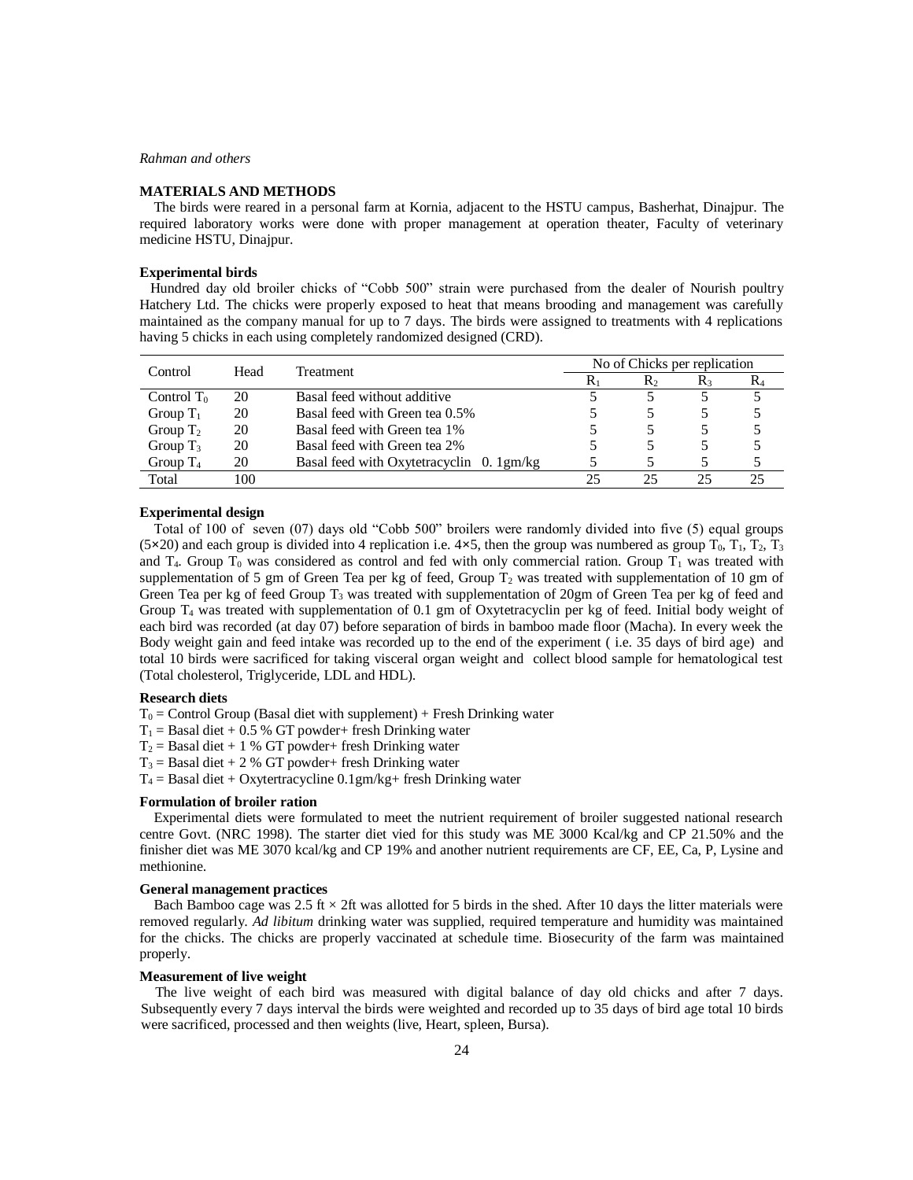## MATERIALS AND METHODS

The birds were reared in a personal farm at Kornia, adjacent to the HSTU campus, Basherhat, Dinajpur. The required laboratory works were done with proper management at operation theater, Faculty of veterinary medicine HSTU, Dinajpur.

### Experimental birds

Hundred day old broiler chicks of "Cobb 500" strain were purchased from the dealer of Nourish poultry Hatchery Ltd. The chicks were properly exposed to heat that means brooding and management was carefully maintained as the company manual for up to 7 days. The birds were assigned to treatments with 4 replications having 5 chicks in each using completely randomized designed (CRD).

| Control | Head | Treatment | No of Chicks per replication | | | |
|---|---|---|---|---|---|---|
| | | | $R_1$ | $R_2$ | $R_3$ | $R_4$ |
| Control $T_0$ | 20 | Basal feed without additive | 5 | 5 | 5 | 5 |
| Group $T_1$ | 20 | Basal feed with Green tea 0.5% | 5 | 5 | 5 | 5 |
| Group $T_2$ | 20 | Basal feed with Green tea 1% | 5 | 5 | 5 | 5 |
| Group $T_3$ | 20 | Basal feed with Green tea 2% | 5 | 5 | 5 | 5 |
| Group $T_4$ | 20 | Basal feed with Oxytetracyclin 0. 1gm/kg | 5 | 5 | 5 | 5 |
| Total | 100 | | 25 | 25 | 25 | 25 |

### Experimental design

Total of 100 of seven (07) days old "Cobb 500" broilers were randomly divided into five (5) equal groups (5×20) and each group is divided into 4 replication i.e. 4×5, then the group was numbered as group $T_0$, $T_1$, $T_2$, $T_3$ and $T_4$. Group $T_0$ was considered as control and fed with only commercial ration. Group $T_1$ was treated with supplementation of 5 gm of Green Tea per kg of feed, Group $T_2$ was treated with supplementation of 10 gm of Green Tea per kg of feed Group $T_3$ was treated with supplementation of 20gm of Green Tea per kg of feed and Group $T_4$ was treated with supplementation of 0.1 gm of Oxytetracyclin per kg of feed. Initial body weight of each bird was recorded (at day 07) before separation of birds in bamboo made floor (Macha). In every week the Body weight gain and feed intake was recorded up to the end of the experiment ( i.e. 35 days of bird age) and total 10 birds were sacrificed for taking visceral organ weight and collect blood sample for hematological test (Total cholesterol, Triglyceride, LDL and HDL).

### Research diets

$T_0$ = Control Group (Basal diet with supplement) + Fresh Drinking water

$T_1$ = Basal diet + 0.5 % GT powder+ fresh Drinking water

$T_2$ = Basal diet + 1 % GT powder+ fresh Drinking water

$T_3$ = Basal diet + 2 % GT powder+ fresh Drinking water

$T_4$ = Basal diet + Oxytertracycline 0.1gm/kg+ fresh Drinking water

### Formulation of broiler ration

Experimental diets were formulated to meet the nutrient requirement of broiler suggested national research centre Govt. (NRC 1998). The starter diet vied for this study was ME 3000 Kcal/kg and CP 21.50% and the finisher diet was ME 3070 kcal/kg and CP 19% and another nutrient requirements are CF, EE, Ca, P, Lysine and methionine.

### General management practices

Bach Bamboo cage was 2.5 ft × 2ft was allotted for 5 birds in the shed. After 10 days the litter materials were removed regularly. *Ad libitum* drinking water was supplied, required temperature and humidity was maintained for the chicks. The chicks are properly vaccinated at schedule time. Biosecurity of the farm was maintained properly.

### Measurement of live weight

The live weight of each bird was measured with digital balance of day old chicks and after 7 days. Subsequently every 7 days interval the birds were weighted and recorded up to 35 days of bird age total 10 birds were sacrificed, processed and then weights (live, Heart, spleen, Bursa).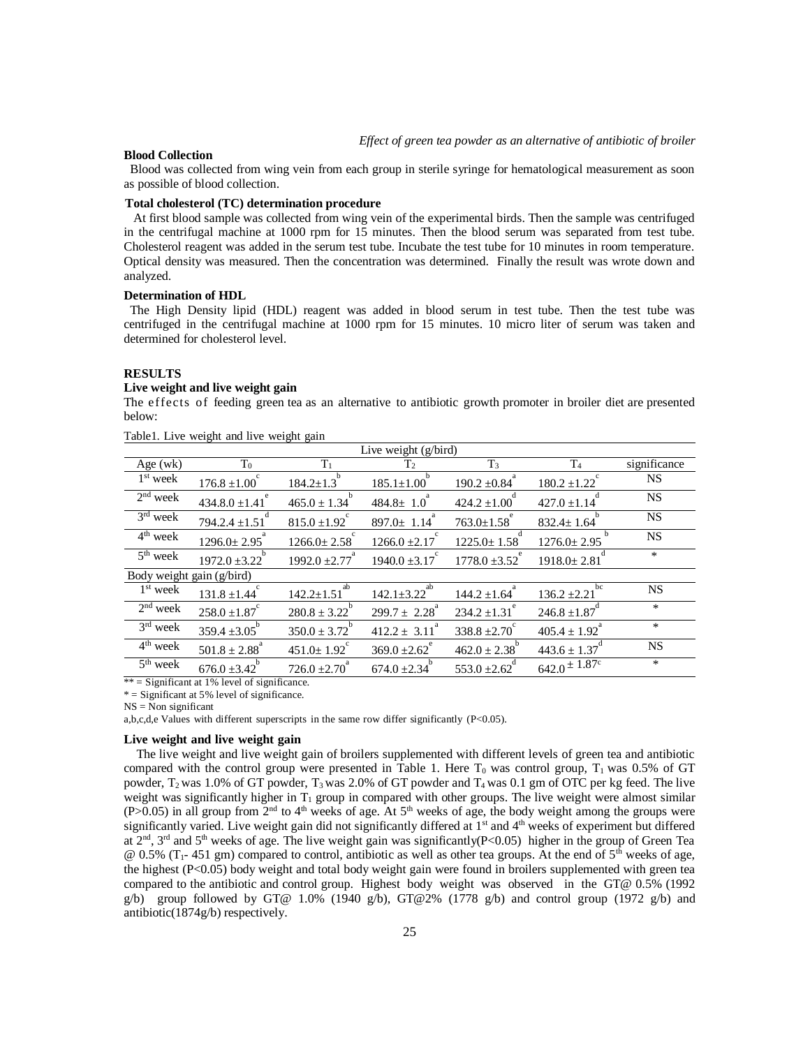**Blood Collection**

Blood was collected from wing vein from each group in sterile syringe for hematological measurement as soon as possible of blood collection.

**Total cholesterol (TC) determination procedure**

At first blood sample was collected from wing vein of the experimental birds. Then the sample was centrifuged in the centrifugal machine at 1000 rpm for 15 minutes. Then the blood serum was separated from test tube. Cholesterol reagent was added in the serum test tube. Incubate the test tube for 10 minutes in room temperature. Optical density was measured. Then the concentration was determined. Finally the result was wrote down and analyzed.

**Determination of HDL**

The High Density lipid (HDL) reagent was added in blood serum in test tube. Then the test tube was centrifuged in the centrifugal machine at 1000 rpm for 15 minutes. 10 micro liter of serum was taken and determined for cholesterol level.

**RESULTS**

**Live weight and live weight gain**

The effects of feeding green tea as an alternative to antibiotic growth promoter in broiler diet are presented below:

Table1. Live weight and live weight gain

| | Live weight (g/bird) | | | | | |
|---|---|---|---|---|---|---|
| Age (wk) | $T_0$ | $T_1$ | $T_2$ | $T_3$ | $T_4$ | significance |
| 1st week | 176.8 ±1.00[c] | 184.2±1.3[b] | 185.1±1.00[b] | 190.2 ±0.84[a] | 180.2 ±1.22[c] | NS |
| 2nd week | 434.8.0 ±1.41[e] | 465.0 ± 1.34[b] | 484.8± 1.0[a] | 424.2 ±1.00[d] | 427.0 ±1.14[d] | NS |
| 3rd week | 794.2.4 ±1.51[d] | 815.0 ±1.92[c] | 897.0± 1.14[a] | 763.0±1.58[e] | 832.4± 1.64[b] | NS |
| 4th week | 1296.0± 2.95[a] | 1266.0± 2.58[c] | 1266.0 ±2.17[c] | 1225.0± 1.58[d] | 1276.0± 2.95[b] | NS |
| 5th week | 1972.0 ±3.22[b] | 1992.0 ±2.77[a] | 1940.0 ±3.17[c] | 1778.0 ±3.52[e] | 1918.0± 2.81[d] | * |
| Body weight gain (g/bird) | | | | | | |
| 1st week | 131.8 ±1.44[c] | 142.2±1.51[ab] | 142.1±3.22[ab] | 144.2 ±1.64[a] | 136.2 ±2.21[bc] | NS |
| 2nd week | 258.0 ±1.87[c] | 280.8 ± 3.22[b] | 299.7 ± 2.28[a] | 234.2 ±1.31[e] | 246.8 ±1.87[d] | * |
| 3rd week | 359.4 ±3.05[b] | 350.0 ± 3.72[b] | 412.2 ± 3.11[a] | 338.8 ±2.70[c] | 405.4 ± 1.92[a] | * |
| 4th week | 501.8 ± 2.88[a] | 451.0± 1.92[c] | 369.0 ±2.62[e] | 462.0 ± 2.38[b] | 443.6 ± 1.37[d] | NS |
| 5th week | 676.0 ±3.42[b] | 726.0 ±2.70[a] | 674.0 ±2.34[b] | 553.0 ±2.62[d] | 642.0 ± 1.87[c] | * |

** = Significant at 1% level of significance.

* = Significant at 5% level of significance.

NS = Non significant

a,b,c,d,e Values with different superscripts in the same row differ significantly (P<0.05).

**Live weight and live weight gain**

The live weight and live weight gain of broilers supplemented with different levels of green tea and antibiotic compared with the control group were presented in Table 1. Here $T_0$ was control group, $T_1$ was 0.5% of GT powder, $T_2$ was 1.0% of GT powder, $T_3$ was 2.0% of GT powder and $T_4$ was 0.1 gm of OTC per kg feed. The live weight was significantly higher in $T_1$ group in compared with other groups. The live weight were almost similar (P>0.05) in all group from 2nd to 4th weeks of age. At 5th weeks of age, the body weight among the groups were significantly varied. Live weight gain did not significantly differed at 1st and 4th weeks of experiment but differed at 2nd, 3rd and 5th weeks of age. The live weight gain was significantly(P<0.05) higher in the group of Green Tea @ 0.5% ($T_1$- 451 gm) compared to control, antibiotic as well as other tea groups. At the end of 5th weeks of age, the highest (P<0.05) body weight and total body weight gain were found in broilers supplemented with green tea compared to the antibiotic and control group. Highest body weight was observed in the GT@ 0.5% (1992 g/b) group followed by GT@ 1.0% (1940 g/b), GT@2% (1778 g/b) and control group (1972 g/b) and antibiotic(1874g/b) respectively.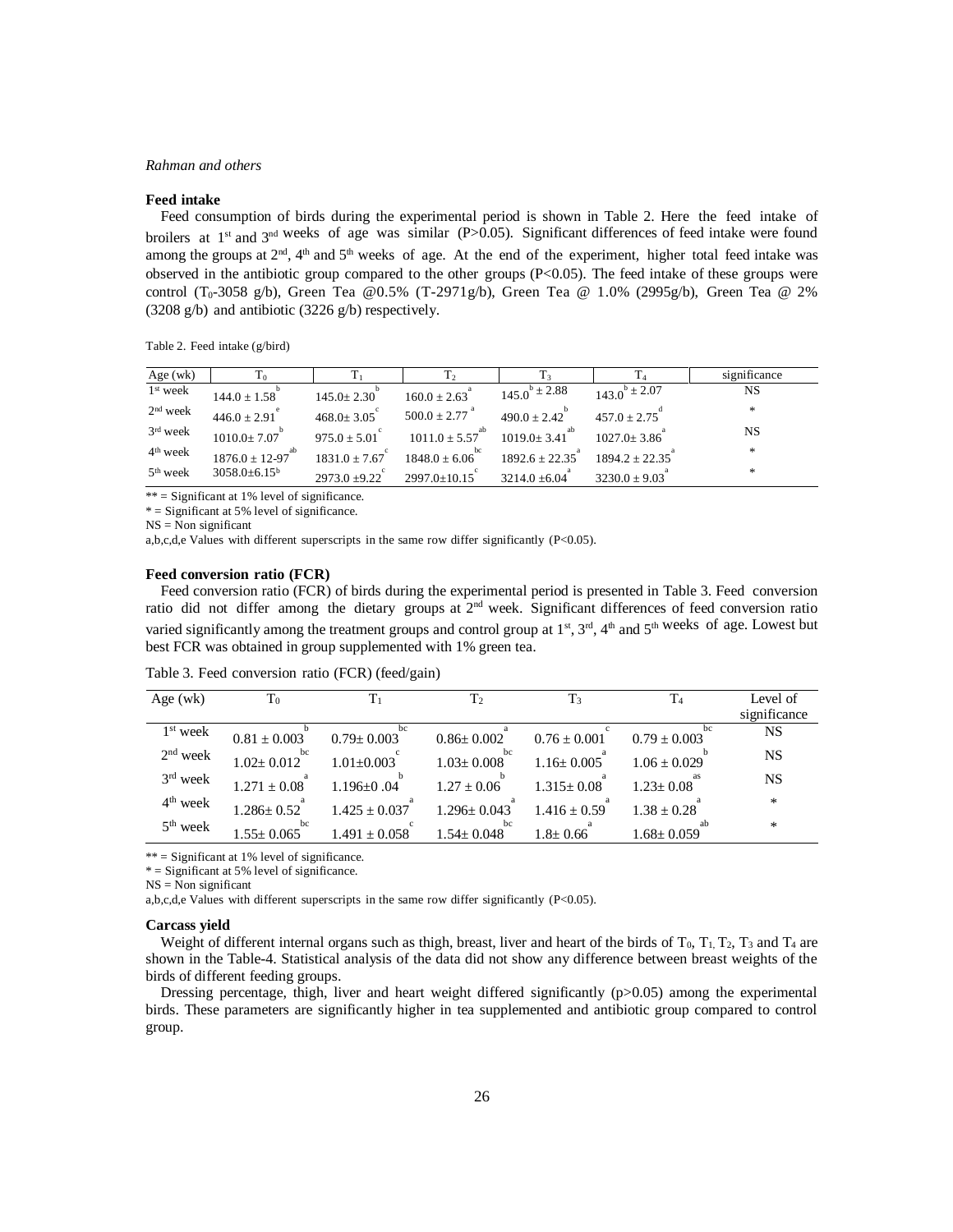### Feed intake

Feed consumption of birds during the experimental period is shown in Table 2. Here the feed intake of broilers at 1st and 3nd weeks of age was similar (P>0.05). Significant differences of feed intake were found among the groups at 2nd, 4th and 5th weeks of age. At the end of the experiment, higher total feed intake was observed in the antibiotic group compared to the other groups (P<0.05). The feed intake of these groups were control ($T_0$-3058 g/b), Green Tea @0.5% (T-2971g/b), Green Tea @ 1.0% (2995g/b), Green Tea @ 2% (3208 g/b) and antibiotic (3226 g/b) respectively.

Table 2. Feed intake (g/bird)

| Age (wk) | $T_0$ | $T_1$ | $T_2$ | $T_3$ | $T_4$ | significance |
|---|---|---|---|---|---|---|
| 1st week | $144.0 \pm 1.58^{b}$ | $145.0 \pm 2.30^{b}$ | $160.0 \pm 2.63^{a}$ | $145.0^{b} \pm 2.88$ | $143.0^{b} \pm 2.07$ | NS |
| 2nd week | $446.0 \pm 2.91^{e}$ | $468.0 \pm 3.05^{c}$ | $500.0 \pm 2.77^{a}$ | $490.0 \pm 2.42^{b}$ | $457.0 \pm 2.75^{d}$ | * |
| 3rd week | $1010.0 \pm 7.07^{b}$ | $975.0 \pm 5.01^{c}$ | $1011.0 \pm 5.57^{ab}$ | $1019.0 \pm 3.41^{ab}$ | $1027.0 \pm 3.86^{a}$ | NS |
| 4th week | $1876.0 \pm 12\text{-}97^{ab}$ | $1831.0 \pm 7.67^{c}$ | $1848.0 \pm 6.06^{bc}$ | $1892.6 \pm 22.35^{a}$ | $1894.2 \pm 22.35^{a}$ | * |
| 5th week | $3058.0 \pm 6.15^{b}$ | $2973.0 \pm 9.22^{c}$ | $2997.0 \pm 10.15^{c}$ | $3214.0 \pm 6.04^{a}$ | $3230.0 \pm 9.03^{a}$ | * |

** = Significant at 1% level of significance.
* = Significant at 5% level of significance.
NS = Non significant
a,b,c,d,e Values with different superscripts in the same row differ significantly (P<0.05).

### Feed conversion ratio (FCR)

Feed conversion ratio (FCR) of birds during the experimental period is presented in Table 3. Feed conversion ratio did not differ among the dietary groups at 2nd week. Significant differences of feed conversion ratio varied significantly among the treatment groups and control group at 1st, 3rd, 4th and 5th weeks of age. Lowest but best FCR was obtained in group supplemented with 1% green tea.

Table 3. Feed conversion ratio (FCR) (feed/gain)

| Age (wk) | $T_0$ | $T_1$ | $T_2$ | $T_3$ | $T_4$ | Level of significance |
|---|---|---|---|---|---|---|
| 1st week | $0.81 \pm 0.003^{b}$ | $0.79 \pm 0.003^{bc}$ | $0.86 \pm 0.002^{a}$ | $0.76 \pm 0.001^{c}$ | $0.79 \pm 0.003^{bc}$ | NS |
| 2nd week | $1.02 \pm 0.012^{bc}$ | $1.01 \pm 0.003^{c}$ | $1.03 \pm 0.008^{bc}$ | $1.16 \pm 0.005^{a}$ | $1.06 \pm 0.029^{b}$ | NS |
| 3rd week | $1.271 \pm 0.08^{a}$ | $1.196 \pm 0.04^{b}$ | $1.27 \pm 0.06^{b}$ | $1.315 \pm 0.08^{a}$ | $1.23 \pm 0.08^{as}$ | NS |
| 4th week | $1.286 \pm 0.52^{a}$ | $1.425 \pm 0.037^{a}$ | $1.296 \pm 0.043^{a}$ | $1.416 \pm 0.59^{a}$ | $1.38 \pm 0.28^{a}$ | * |
| 5th week | $1.55 \pm 0.065^{bc}$ | $1.491 \pm 0.058^{c}$ | $1.54 \pm 0.048^{bc}$ | $1.8 \pm 0.66^{a}$ | $1.68 \pm 0.059^{ab}$ | * |

** = Significant at 1% level of significance.
* = Significant at 5% level of significance.
NS = Non significant
a,b,c,d,e Values with different superscripts in the same row differ significantly (P<0.05).

### Carcass yield

Weight of different internal organs such as thigh, breast, liver and heart of the birds of $T_0$, $T_1$, $T_2$, $T_3$ and $T_4$ are shown in the Table-4. Statistical analysis of the data did not show any difference between breast weights of the birds of different feeding groups.

Dressing percentage, thigh, liver and heart weight differed significantly (p>0.05) among the experimental birds. These parameters are significantly higher in tea supplemented and antibiotic group compared to control group.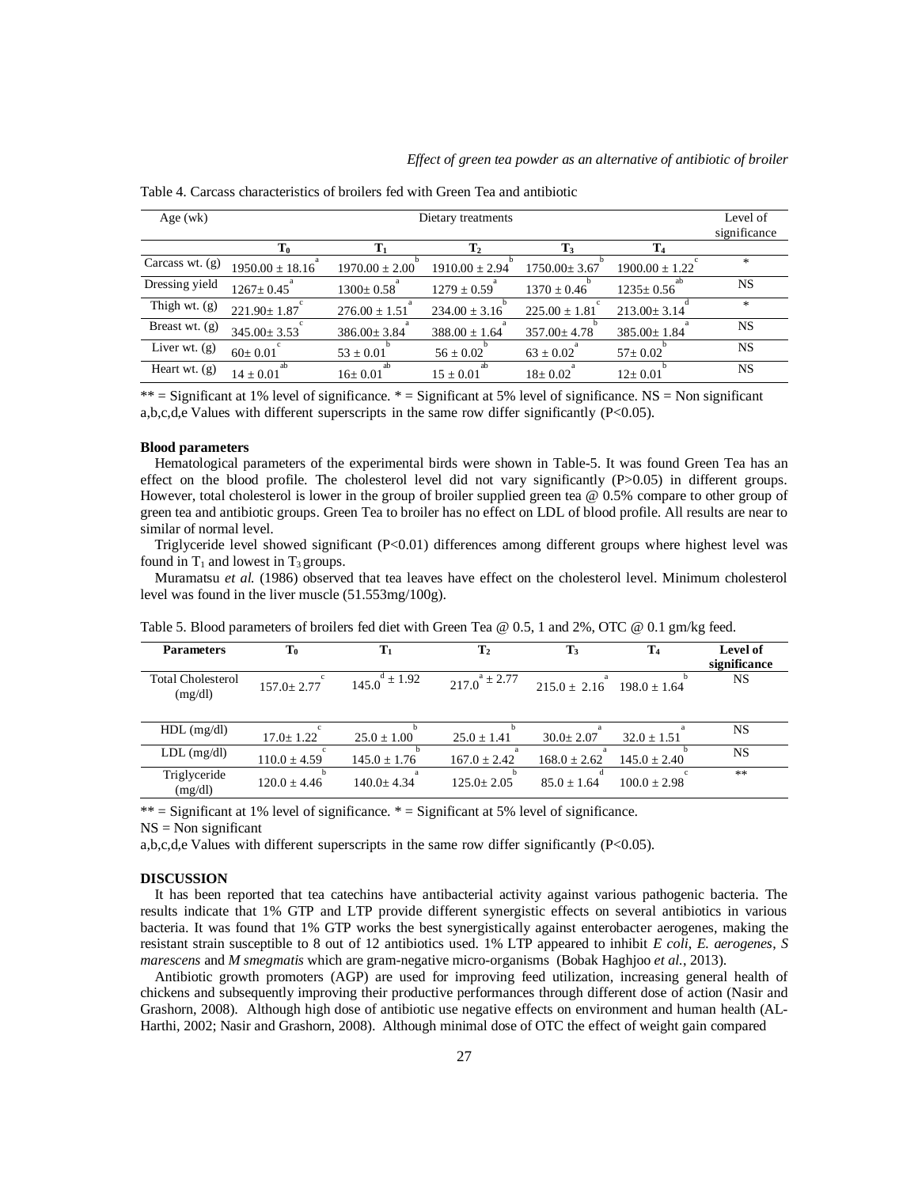Table 4. Carcass characteristics of broilers fed with Green Tea and antibiotic

| Age (wk) | Dietary treatments | | | | | Level of significance |
|---|---|---|---|---|---|---|
| | $T_0$ | $T_1$ | $T_2$ | $T_3$ | $T_4$ | |
| Carcass wt. (g) | $1950.00 \pm 18.16^{a}$ | $1970.00 \pm 2.00^{b}$ | $1910.00 \pm 2.94^{b}$ | $1750.00 \pm 3.67^{b}$ | $1900.00 \pm 1.22^{c}$ | * |
| Dressing yield | $1267 \pm 0.45^{a}$ | $1300 \pm 0.58^{a}$ | $1279 \pm 0.59^{a}$ | $1370 \pm 0.46^{b}$ | $1235 \pm 0.56^{ab}$ | NS |
| Thigh wt. (g) | $221.90 \pm 1.87^{c}$ | $276.00 \pm 1.51^{a}$ | $234.00 \pm 3.16^{b}$ | $225.00 \pm 1.81^{c}$ | $213.00 \pm 3.14^{d}$ | * |
| Breast wt. (g) | $345.00 \pm 3.53^{c}$ | $386.00 \pm 3.84^{a}$ | $388.00 \pm 1.64^{a}$ | $357.00 \pm 4.78^{b}$ | $385.00 \pm 1.84^{a}$ | NS |
| Liver wt. (g) | $60 \pm 0.01^{c}$ | $53 \pm 0.01^{b}$ | $56 \pm 0.02^{b}$ | $63 \pm 0.02^{a}$ | $57 \pm 0.02^{b}$ | NS |
| Heart wt. (g) | $14 \pm 0.01^{ab}$ | $16 \pm 0.01^{ab}$ | $15 \pm 0.01^{ab}$ | $18 \pm 0.02^{a}$ | $12 \pm 0.01^{b}$ | NS |

** = Significant at 1% level of significance. * = Significant at 5% level of significance. NS = Non significant
a,b,c,d,e Values with different superscripts in the same row differ significantly ($P<0.05$).

**Blood parameters**

Hematological parameters of the experimental birds were shown in Table-5. It was found Green Tea has an effect on the blood profile. The cholesterol level did not vary significantly ($P>0.05$) in different groups. However, total cholesterol is lower in the group of broiler supplied green tea @ 0.5% compare to other group of green tea and antibiotic groups. Green Tea to broiler has no effect on LDL of blood profile. All results are near to similar of normal level.

Triglyceride level showed significant ($P<0.01$) differences among different groups where highest level was found in $T_1$ and lowest in $T_3$ groups.

Muramatsu *et al.* (1986) observed that tea leaves have effect on the cholesterol level. Minimum cholesterol level was found in the liver muscle (51.553mg/100g).

Table 5. Blood parameters of broilers fed diet with Green Tea @ 0.5, 1 and 2%, OTC @ 0.1 gm/kg feed.

| **Parameters** | $T_0$ | $T_1$ | $T_2$ | $T_3$ | $T_4$ | **Level of significance** |
|---|---|---|---|---|---|---|
| Total Cholesterol (mg/dl) | $157.0 \pm 2.77^{c}$ | $145.0^{d} \pm 1.92$ | $217.0^{a} \pm 2.77$ | $215.0 \pm 2.16^{a}$ | $198.0 \pm 1.64^{b}$ | NS |
| HDL (mg/dl) | $17.0 \pm 1.22^{c}$ | $25.0 \pm 1.00^{b}$ | $25.0 \pm 1.41^{b}$ | $30.0 \pm 2.07^{a}$ | $32.0 \pm 1.51^{a}$ | NS |
| LDL (mg/dl) | $110.0 \pm 4.59^{c}$ | $145.0 \pm 1.76^{b}$ | $167.0 \pm 2.42^{a}$ | $168.0 \pm 2.62^{a}$ | $145.0 \pm 2.40^{b}$ | NS |
| Triglyceride (mg/dl) | $120.0 \pm 4.46^{b}$ | $140.0 \pm 4.34^{a}$ | $125.0 \pm 2.05^{b}$ | $85.0 \pm 1.64^{d}$ | $100.0 \pm 2.98^{c}$ | ** |

** = Significant at 1% level of significance. * = Significant at 5% level of significance.
NS = Non significant
a,b,c,d,e Values with different superscripts in the same row differ significantly ($P<0.05$).

## DISCUSSION

It has been reported that tea catechins have antibacterial activity against various pathogenic bacteria. The results indicate that 1% GTP and LTP provide different synergistic effects on several antibiotics in various bacteria. It was found that 1% GTP works the best synergistically against enterobacter aerogenes, making the resistant strain susceptible to 8 out of 12 antibiotics used. 1% LTP appeared to inhibit *E coli*, *E. aerogenes*, *S marescens* and *M smegmatis* which are gram-negative micro-organisms (Bobak Haghjoo *et al.*, 2013).

Antibiotic growth promoters (AGP) are used for improving feed utilization, increasing general health of chickens and subsequently improving their productive performances through different dose of action (Nasir and Grashorn, 2008). Although high dose of antibiotic use negative effects on environment and human health (AL-Harthi, 2002; Nasir and Grashorn, 2008). Although minimal dose of OTC the effect of weight gain compared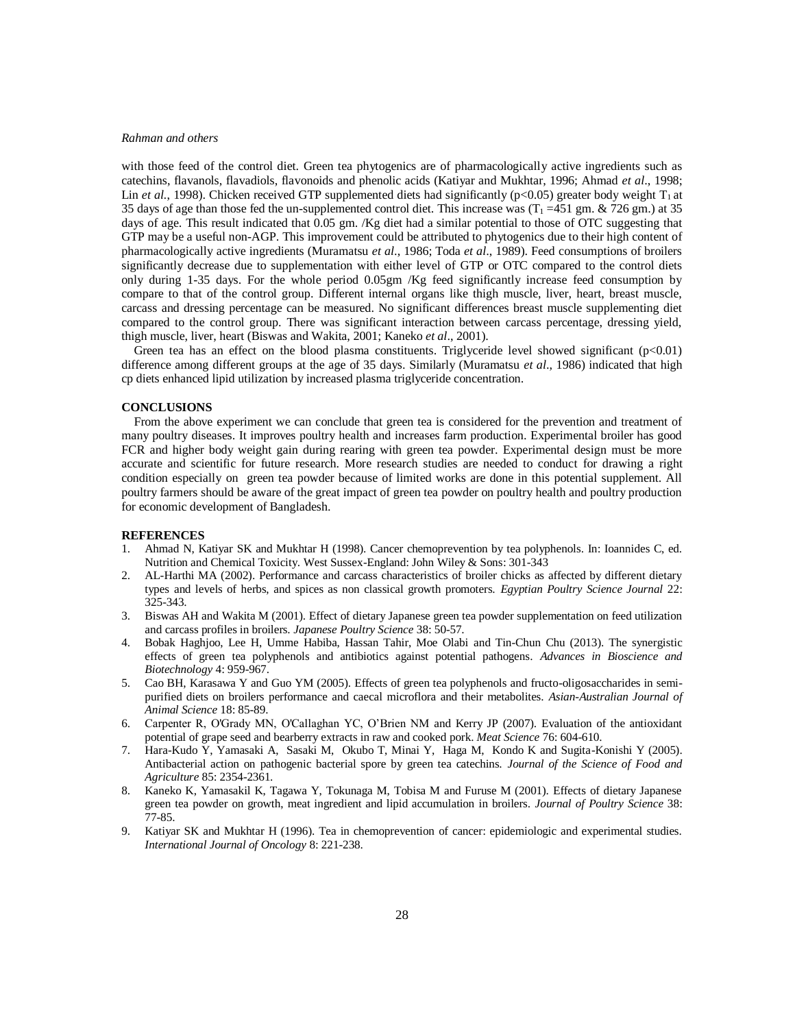with those feed of the control diet. Green tea phytogenics are of pharmacologically active ingredients such as catechins, flavanols, flavadiols, flavonoids and phenolic acids (Katiyar and Mukhtar, 1996; Ahmad *et al*., 1998; Lin *et al.*, 1998). Chicken received GTP supplemented diets had significantly ($p<0.05$) greater body weight $T_1$ at 35 days of age than those fed the un-supplemented control diet. This increase was ($T_1$ =451 gm. & 726 gm.) at 35 days of age. This result indicated that 0.05 gm. /Kg diet had a similar potential to those of OTC suggesting that GTP may be a useful non-AGP. This improvement could be attributed to phytogenics due to their high content of pharmacologically active ingredients (Muramatsu *et al*., 1986; Toda *et al*., 1989). Feed consumptions of broilers significantly decrease due to supplementation with either level of GTP or OTC compared to the control diets only during 1-35 days. For the whole period 0.05gm /Kg feed significantly increase feed consumption by compare to that of the control group. Different internal organs like thigh muscle, liver, heart, breast muscle, carcass and dressing percentage can be measured. No significant differences breast muscle supplementing diet compared to the control group. There was significant interaction between carcass percentage, dressing yield, thigh muscle, liver, heart (Biswas and Wakita, 2001; Kaneko *et al*., 2001).

Green tea has an effect on the blood plasma constituents. Triglyceride level showed significant ($p<0.01$) difference among different groups at the age of 35 days. Similarly (Muramatsu *et al*., 1986) indicated that high cp diets enhanced lipid utilization by increased plasma triglyceride concentration.

## CONCLUSIONS

From the above experiment we can conclude that green tea is considered for the prevention and treatment of many poultry diseases. It improves poultry health and increases farm production. Experimental broiler has good FCR and higher body weight gain during rearing with green tea powder. Experimental design must be more accurate and scientific for future research. More research studies are needed to conduct for drawing a right condition especially on green tea powder because of limited works are done in this potential supplement. All poultry farmers should be aware of the great impact of green tea powder on poultry health and poultry production for economic development of Bangladesh.

## REFERENCES

1. Ahmad N, Katiyar SK and Mukhtar H (1998). Cancer chemoprevention by tea polyphenols. In: Ioannides C, ed. Nutrition and Chemical Toxicity. West Sussex-England: John Wiley & Sons: 301-343
2. AL-Harthi MA (2002). Performance and carcass characteristics of broiler chicks as affected by different dietary types and levels of herbs, and spices as non classical growth promoters. *Egyptian Poultry Science Journal* 22: 325-343.
3. Biswas AH and Wakita M (2001). Effect of dietary Japanese green tea powder supplementation on feed utilization and carcass profiles in broilers. *Japanese Poultry Science* 38: 50-57.
4. Bobak Haghjoo, Lee H, Umme Habiba, Hassan Tahir, Moe Olabi and Tin-Chun Chu (2013). The synergistic effects of green tea polyphenols and antibiotics against potential pathogens. *Advances in Bioscience and Biotechnology* 4: 959-967.
5. Cao BH, Karasawa Y and Guo YM (2005). Effects of green tea polyphenols and fructo-oligosaccharides in semi-purified diets on broilers performance and caecal microflora and their metabolites. *Asian-Australian Journal of Animal Science* 18: 85-89.
6. Carpenter R, O'Grady MN, O'Callaghan YC, O'Brien NM and Kerry JP (2007). Evaluation of the antioxidant potential of grape seed and bearberry extracts in raw and cooked pork. *Meat Science* 76: 604-610.
7. Hara-Kudo Y, Yamasaki A, Sasaki M, Okubo T, Minai Y, Haga M, Kondo K and Sugita-Konishi Y (2005). Antibacterial action on pathogenic bacterial spore by green tea catechins. *Journal of the Science of Food and Agriculture* 85: 2354-2361.
8. Kaneko K, Yamasakil K, Tagawa Y, Tokunaga M, Tobisa M and Furuse M (2001). Effects of dietary Japanese green tea powder on growth, meat ingredient and lipid accumulation in broilers. *Journal of Poultry Science* 38: 77-85.
9. Katiyar SK and Mukhtar H (1996). Tea in chemoprevention of cancer: epidemiologic and experimental studies. *International Journal of Oncology* 8: 221-238.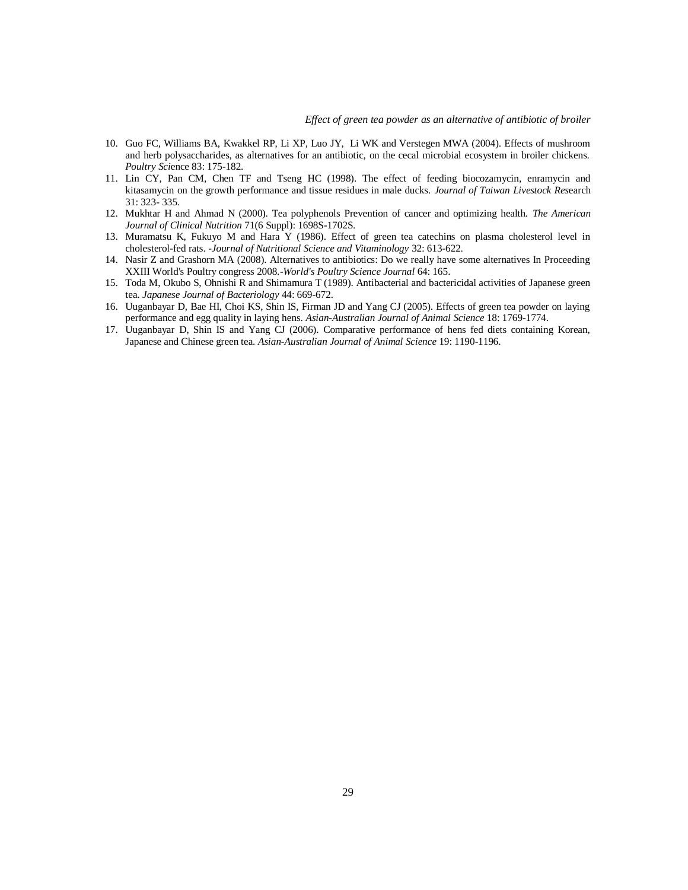10. Guo FC, Williams BA, Kwakkel RP, Li XP, Luo JY, Li WK and Verstegen MWA (2004). Effects of mushroom and herb polysaccharides, as alternatives for an antibiotic, on the cecal microbial ecosystem in broiler chickens. *Poultry Sci*ence 83: 175-182.
11. Lin CY, Pan CM, Chen TF and Tseng HC (1998). The effect of feeding biocozamycin, enramycin and kitasamycin on the growth performance and tissue residues in male ducks. *Journal of Taiwan Livestock Res*earch 31: 323- 335.
12. Mukhtar H and Ahmad N (2000). Tea polyphenols Prevention of cancer and optimizing health. *The American Journal of Clinical Nutrition* 71(6 Suppl): 1698S-1702S.
13. Muramatsu K, Fukuyo M and Hara Y (1986). Effect of green tea catechins on plasma cholesterol level in cholesterol-fed rats. -*Journal of Nutritional Science and Vitaminology* 32: 613-622.
14. Nasir Z and Grashorn MA (2008). Alternatives to antibiotics: Do we really have some alternatives In Proceeding XXIII World's Poultry congress 2008.-*World's Poultry Science Journal* 64: 165.
15. Toda M, Okubo S, Ohnishi R and Shimamura T (1989). Antibacterial and bactericidal activities of Japanese green tea. *Japanese Journal of Bacteriology* 44: 669-672.
16. Uuganbayar D, Bae HI, Choi KS, Shin IS, Firman JD and Yang CJ (2005). Effects of green tea powder on laying performance and egg quality in laying hens. *Asian-Australian Journal of Animal Science* 18: 1769-1774.
17. Uuganbayar D, Shin IS and Yang CJ (2006). Comparative performance of hens fed diets containing Korean, Japanese and Chinese green tea. *Asian-Australian Journal of Animal Science* 19: 1190-1196.